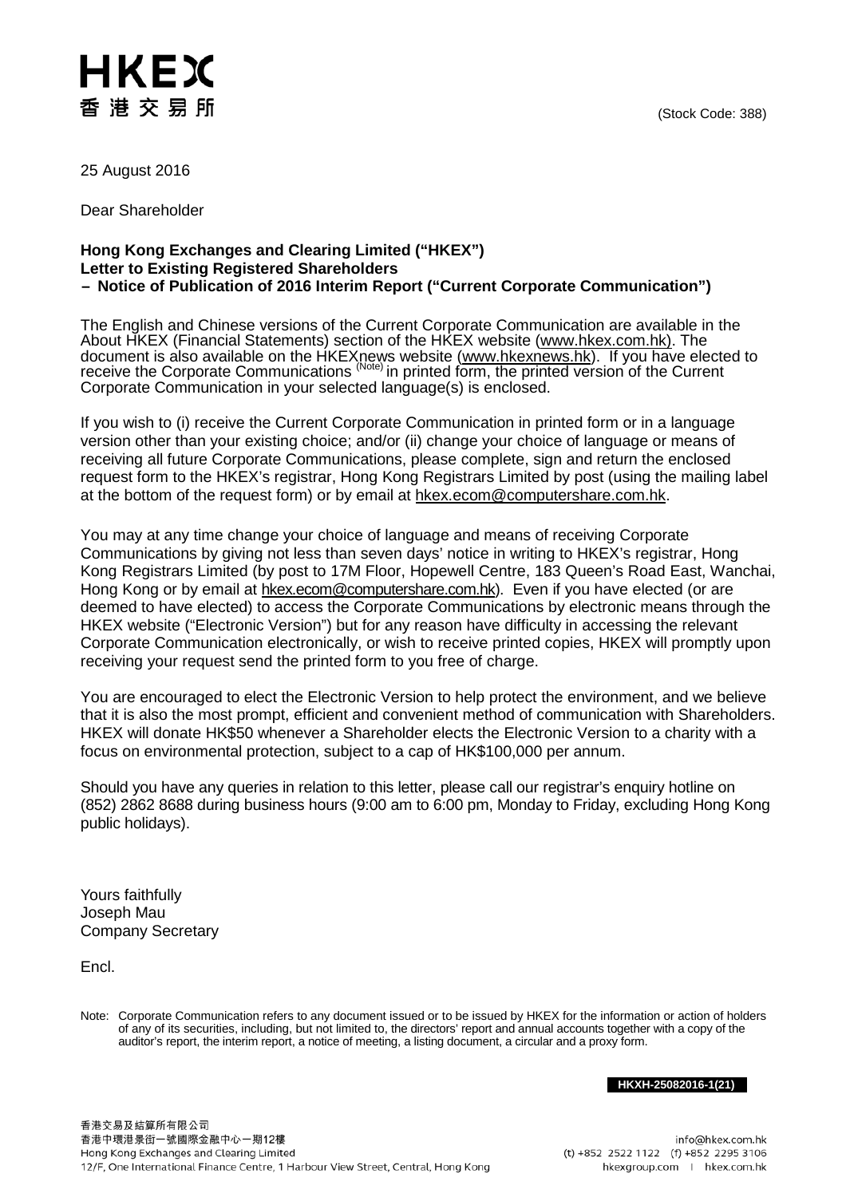HKEX
香港交易所

(Stock Code: 388)

25 August 2016

Dear Shareholder

**Hong Kong Exchanges and Clearing Limited ("HKEX")**
**Letter to Existing Registered Shareholders**
**– Notice of Publication of 2016 Interim Report ("Current Corporate Communication")**

The English and Chinese versions of the Current Corporate Communication are available in the About HKEX (Financial Statements) section of the HKEX website (www.hkex.com.hk). The document is also available on the HKEXnews website (www.hkexnews.hk). If you have elected to receive the Corporate Communications (Note) in printed form, the printed version of the Current Corporate Communication in your selected language(s) is enclosed.

If you wish to (i) receive the Current Corporate Communication in printed form or in a language version other than your existing choice; and/or (ii) change your choice of language or means of receiving all future Corporate Communications, please complete, sign and return the enclosed request form to the HKEX's registrar, Hong Kong Registrars Limited by post (using the mailing label at the bottom of the request form) or by email at hkex.ecom@computershare.com.hk.

You may at any time change your choice of language and means of receiving Corporate Communications by giving not less than seven days' notice in writing to HKEX's registrar, Hong Kong Registrars Limited (by post to 17M Floor, Hopewell Centre, 183 Queen's Road East, Wanchai, Hong Kong or by email at hkex.ecom@computershare.com.hk). Even if you have elected (or are deemed to have elected) to access the Corporate Communications by electronic means through the HKEX website ("Electronic Version") but for any reason have difficulty in accessing the relevant Corporate Communication electronically, or wish to receive printed copies, HKEX will promptly upon receiving your request send the printed form to you free of charge.

You are encouraged to elect the Electronic Version to help protect the environment, and we believe that it is also the most prompt, efficient and convenient method of communication with Shareholders. HKEX will donate HK$50 whenever a Shareholder elects the Electronic Version to a charity with a focus on environmental protection, subject to a cap of HK$100,000 per annum.

Should you have any queries in relation to this letter, please call our registrar's enquiry hotline on (852) 2862 8688 during business hours (9:00 am to 6:00 pm, Monday to Friday, excluding Hong Kong public holidays).

Yours faithfully
Joseph Mau
Company Secretary

Encl.

Note: Corporate Communication refers to any document issued or to be issued by HKEX for the information or action of holders of any of its securities, including, but not limited to, the directors' report and annual accounts together with a copy of the auditor's report, the interim report, a notice of meeting, a listing document, a circular and a proxy form.

HKXH-25082016-1(21)

香港交易及結算所有限公司
香港中環港景街一號國際金融中心一期12樓
Hong Kong Exchanges and Clearing Limited
12/F, One International Finance Centre, 1 Harbour View Street, Central, Hong Kong

info@hkex.com.hk
(t) +852 2522 1122 (f) +852 2295 3106
hkexgroup.com | hkex.com.hk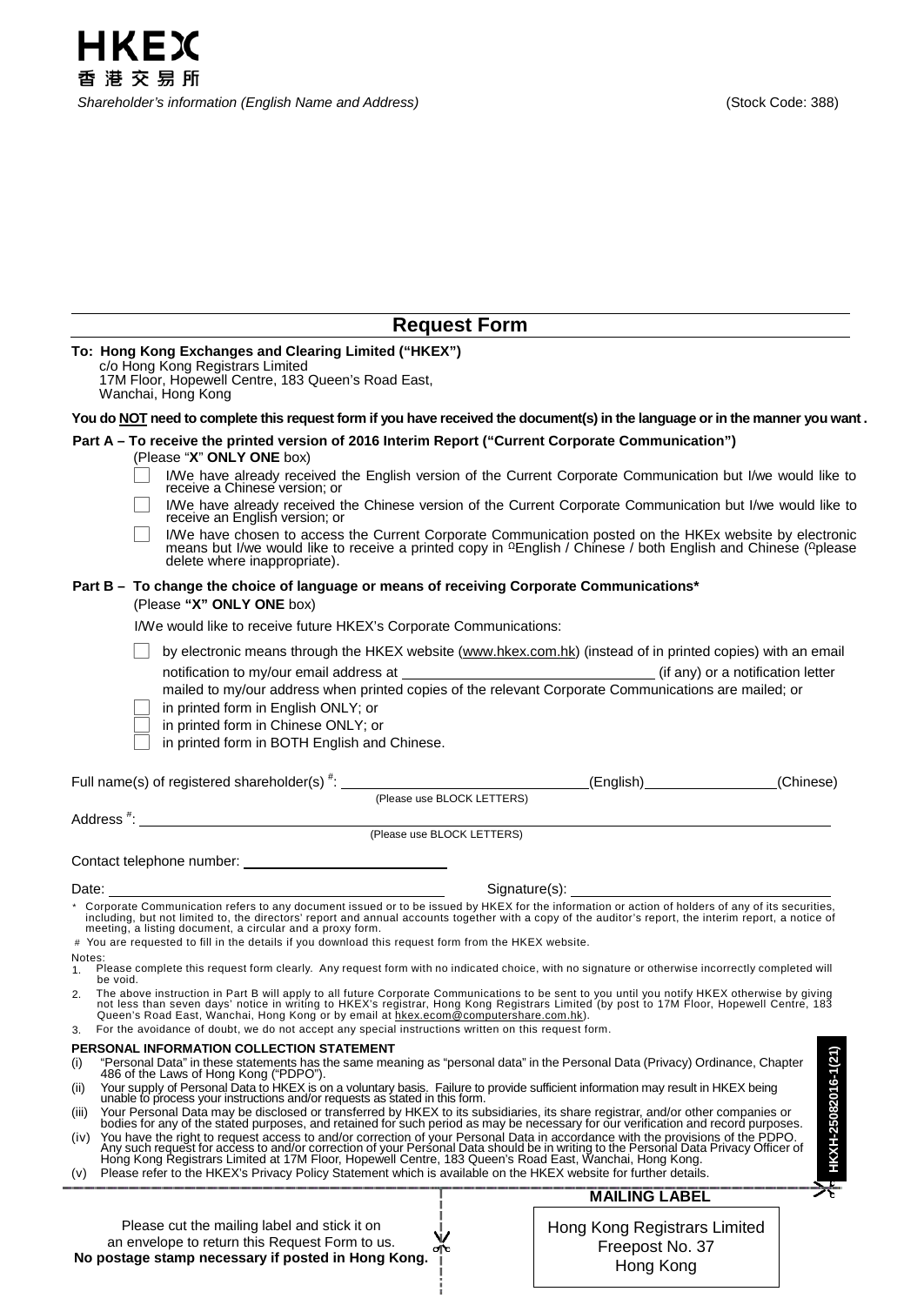HKEX
香港交易所

*Shareholder's information (English Name and Address)*

(Stock Code: 388)

## Request Form

**To: Hong Kong Exchanges and Clearing Limited ("HKEX")**
c/o Hong Kong Registrars Limited
17M Floor, Hopewell Centre, 183 Queen's Road East,
Wanchai, Hong Kong

**You do NOT need to complete this request form if you have received the document(s) in the language or in the manner you want.**

**Part A – To receive the printed version of 2016 Interim Report ("Current Corporate Communication")**

(Please "**X**" **ONLY ONE** box)

- ☐ I/We have already received the English version of the Current Corporate Communication but I/we would like to receive a Chinese version; or
- ☐ I/We have already received the Chinese version of the Current Corporate Communication but I/we would like to receive an English version; or
- ☐ I/We have chosen to access the Current Corporate Communication posted on the HKEx website by electronic means but I/we would like to receive a printed copy in ΩEnglish / Chinese / both English and Chinese (Ωplease delete where inappropriate).

**Part B – To change the choice of language or means of receiving Corporate Communications***

(Please **"X" ONLY ONE** box)

I/We would like to receive future HKEX's Corporate Communications:

- ☐ by electronic means through the HKEX website (www.hkex.com.hk) (instead of in printed copies) with an email notification to my/our email address at ______________________ (if any) or a notification letter mailed to my/our address when printed copies of the relevant Corporate Communications are mailed; or
- ☐ in printed form in English ONLY; or
- ☐ in printed form in Chinese ONLY; or
- ☐ in printed form in BOTH English and Chinese.

Full name(s) of registered shareholder(s) [#]: ______________________(English) ______________(Chinese)
(Please use BLOCK LETTERS)

Address [#]: ______________________________________________
(Please use BLOCK LETTERS)

Contact telephone number: ______________________

Date: ______________________ Signature(s): ______________________

\* Corporate Communication refers to any document issued or to be issued by HKEX for the information or action of holders of any of its securities, including, but not limited to, the directors' report and annual accounts together with a copy of the auditor's report, the interim report, a notice of meeting, a listing document, a circular and a proxy form.

\# You are requested to fill in the details if you download this request form from the HKEX website.

Notes:

1. Please complete this request form clearly. Any request form with no indicated choice, with no signature or otherwise incorrectly completed will be void.
2. The above instruction in Part B will apply to all future Corporate Communications to be sent to you until you notify HKEX otherwise by giving not less than seven days' notice in writing to HKEX's registrar, Hong Kong Registrars Limited (by post to 17M Floor, Hopewell Centre, 183 Queen's Road East, Wanchai, Hong Kong or by email at hkex.ecom@computershare.com.hk).
3. For the avoidance of doubt, we do not accept any special instructions written on this request form.

**PERSONAL INFORMATION COLLECTION STATEMENT**

(i) "Personal Data" in these statements has the same meaning as "personal data" in the Personal Data (Privacy) Ordinance, Chapter 486 of the Laws of Hong Kong ("PDPO").
(ii) Your supply of Personal Data to HKEX is on a voluntary basis. Failure to provide sufficient information may result in HKEX being unable to process your instructions and/or requests as stated in this form.
(iii) Your Personal Data may be disclosed or transferred by HKEX to its subsidiaries, its share registrar, and/or other companies or bodies for any of the stated purposes, and retained for such period as may be necessary for our verification and record purposes.
(iv) You have the right to request access to and/or correction of your Personal Data in accordance with the provisions of the PDPO. Any such request for access to and/or correction of your Personal Data should be in writing to the Personal Data Privacy Officer of Hong Kong Registrars Limited at 17M Floor, Hopewell Centre, 183 Queen's Road East, Wanchai, Hong Kong.
(v) Please refer to the HKEX's Privacy Policy Statement which is available on the HKEX website for further details.

HKXH-25082016-1(21)

Please cut the mailing label and stick it on an envelope to return this Request Form to us.
**No postage stamp necessary if posted in Hong Kong.**

**MAILING LABEL**

Hong Kong Registrars Limited
Freepost No. 37
Hong Kong